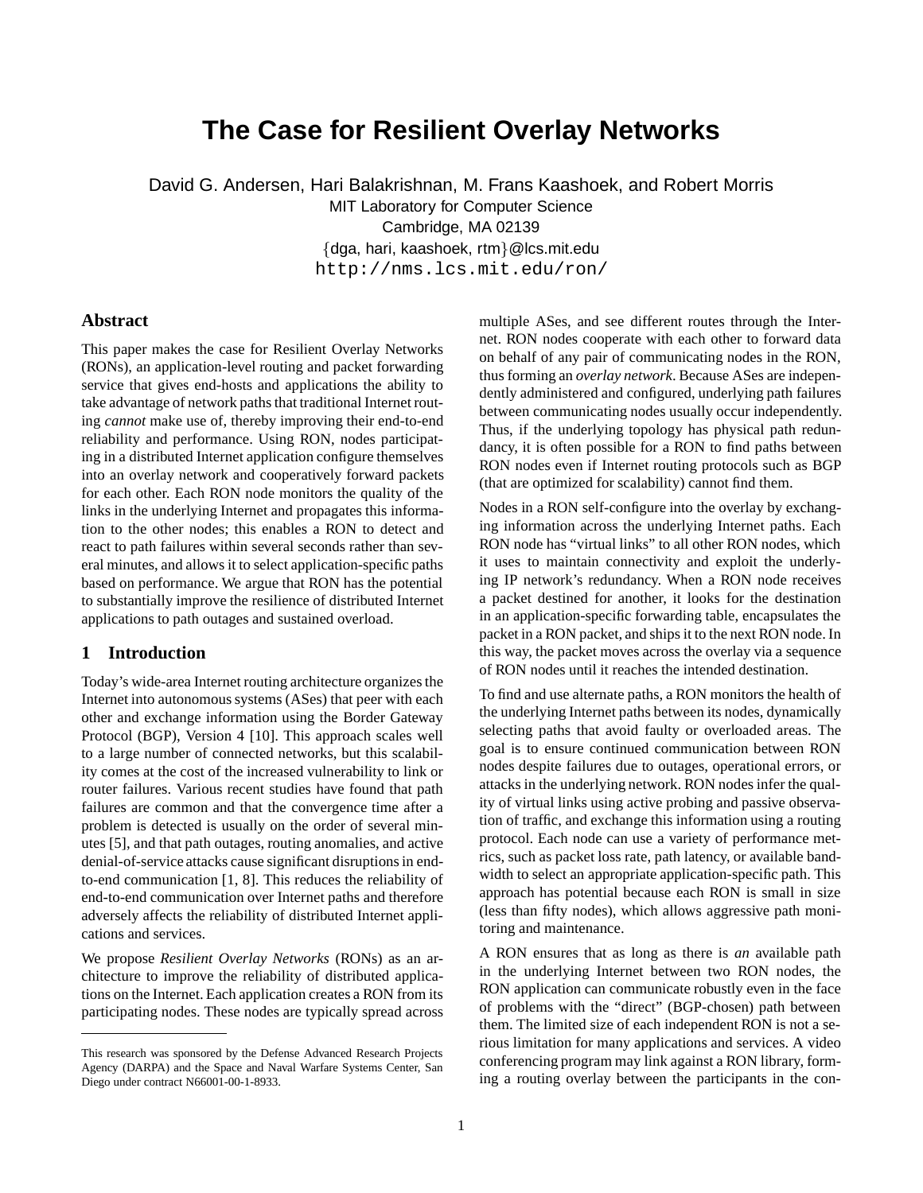# The Case for Resilient Overlay Networks

David G. Andersen, Hari Balakrishnan, M. Frans Kaashoek, and Robert Morris

MIT Laboratory for Computer Science

Cambridge, MA 02139

{dga, hari, kaashoek, rtm}@lcs.mit.edu

http://nms.lcs.mit.edu/ron/

## Abstract

This paper makes the case for Resilient Overlay Networks (RONs), an application-level routing and packet forwarding service that gives end-hosts and applications the ability to take advantage of network paths that traditional Internet routing *cannot* make use of, thereby improving their end-to-end reliability and performance. Using RON, nodes participating in a distributed Internet application configure themselves into an overlay network and cooperatively forward packets for each other. Each RON node monitors the quality of the links in the underlying Internet and propagates this information to the other nodes; this enables a RON to detect and react to path failures within several seconds rather than several minutes, and allows it to select application-specific paths based on performance. We argue that RON has the potential to substantially improve the resilience of distributed Internet applications to path outages and sustained overload.

## 1 Introduction

Today's wide-area Internet routing architecture organizes the Internet into autonomous systems (ASes) that peer with each other and exchange information using the Border Gateway Protocol (BGP), Version 4 [10]. This approach scales well to a large number of connected networks, but this scalability comes at the cost of the increased vulnerability to link or router failures. Various recent studies have found that path failures are common and that the convergence time after a problem is detected is usually on the order of several minutes [5], and that path outages, routing anomalies, and active denial-of-service attacks cause significant disruptions in end-to-end communication [1, 8]. This reduces the reliability of end-to-end communication over Internet paths and therefore adversely affects the reliability of distributed Internet applications and services.

We propose *Resilient Overlay Networks* (RONs) as an architecture to improve the reliability of distributed applications on the Internet. Each application creates a RON from its participating nodes. These nodes are typically spread across multiple ASes, and see different routes through the Internet. RON nodes cooperate with each other to forward data on behalf of any pair of communicating nodes in the RON, thus forming an *overlay network*. Because ASes are independently administered and configured, underlying path failures between communicating nodes usually occur independently. Thus, if the underlying topology has physical path redundancy, it is often possible for a RON to find paths between RON nodes even if Internet routing protocols such as BGP (that are optimized for scalability) cannot find them.

Nodes in a RON self-configure into the overlay by exchanging information across the underlying Internet paths. Each RON node has "virtual links" to all other RON nodes, which it uses to maintain connectivity and exploit the underlying IP network's redundancy. When a RON node receives a packet destined for another, it looks for the destination in an application-specific forwarding table, encapsulates the packet in a RON packet, and ships it to the next RON node. In this way, the packet moves across the overlay via a sequence of RON nodes until it reaches the intended destination.

To find and use alternate paths, a RON monitors the health of the underlying Internet paths between its nodes, dynamically selecting paths that avoid faulty or overloaded areas. The goal is to ensure continued communication between RON nodes despite failures due to outages, operational errors, or attacks in the underlying network. RON nodes infer the quality of virtual links using active probing and passive observation of traffic, and exchange this information using a routing protocol. Each node can use a variety of performance metrics, such as packet loss rate, path latency, or available bandwidth to select an appropriate application-specific path. This approach has potential because each RON is small in size (less than fifty nodes), which allows aggressive path monitoring and maintenance.

A RON ensures that as long as there is *an* available path in the underlying Internet between two RON nodes, the RON application can communicate robustly even in the face of problems with the "direct" (BGP-chosen) path between them. The limited size of each independent RON is not a serious limitation for many applications and services. A video conferencing program may link against a RON library, forming a routing overlay between the participants in the con-

This research was sponsored by the Defense Advanced Research Projects Agency (DARPA) and the Space and Naval Warfare Systems Center, San Diego under contract N66001-00-1-8933.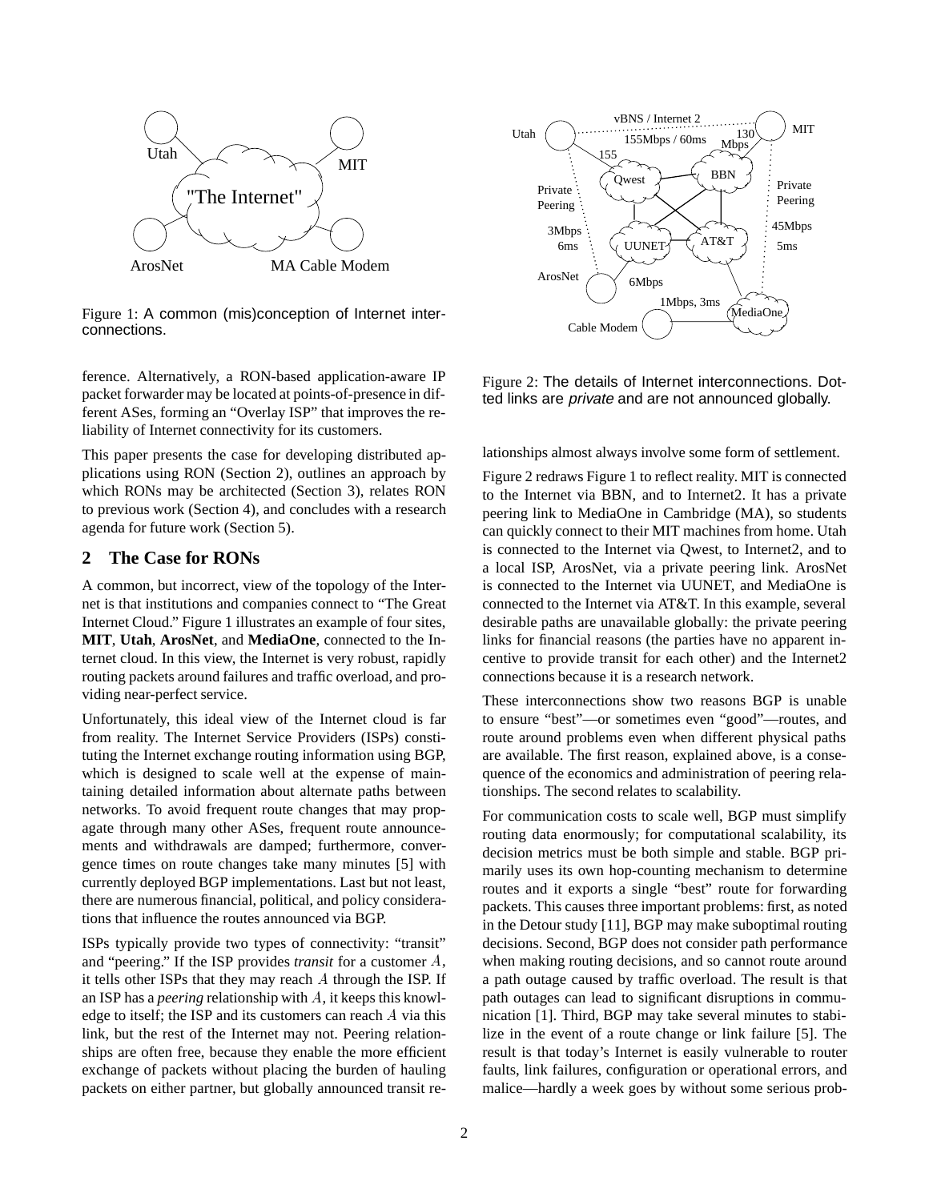Figure 1: A common (mis)conception of Internet interconnections.

ference. Alternatively, a RON-based application-aware IP packet forwarder may be located at points-of-presence in different ASes, forming an "Overlay ISP" that improves the reliability of Internet connectivity for its customers.

This paper presents the case for developing distributed applications using RON (Section 2), outlines an approach by which RONs may be architected (Section 3), relates RON to previous work (Section 4), and concludes with a research agenda for future work (Section 5).

## 2 The Case for RONs

A common, but incorrect, view of the topology of the Internet is that institutions and companies connect to "The Great Internet Cloud." Figure 1 illustrates an example of four sites, **MIT**, **Utah**, **ArosNet**, and **MediaOne**, connected to the Internet cloud. In this view, the Internet is very robust, rapidly routing packets around failures and traffic overload, and providing near-perfect service.

Unfortunately, this ideal view of the Internet cloud is far from reality. The Internet Service Providers (ISPs) constituting the Internet exchange routing information using BGP, which is designed to scale well at the expense of maintaining detailed information about alternate paths between networks. To avoid frequent route changes that may propagate through many other ASes, frequent route announcements and withdrawals are damped; furthermore, convergence times on route changes take many minutes [5] with currently deployed BGP implementations. Last but not least, there are numerous financial, political, and policy considerations that influence the routes announced via BGP.

ISPs typically provide two types of connectivity: "transit" and "peering." If the ISP provides *transit* for a customer $A$, it tells other ISPs that they may reach $A$ through the ISP. If an ISP has a *peering* relationship with $A$, it keeps this knowledge to itself; the ISP and its customers can reach $A$ via this link, but the rest of the Internet may not. Peering relationships are often free, because they enable the more efficient exchange of packets without placing the burden of hauling packets on either partner, but globally announced transit relationships almost always involve some form of settlement.

Figure 2: The details of Internet interconnections. Dotted links are *private* and are not announced globally.

Figure 2 redraws Figure 1 to reflect reality. MIT is connected to the Internet via BBN, and to Internet2. It has a private peering link to MediaOne in Cambridge (MA), so students can quickly connect to their MIT machines from home. Utah is connected to the Internet via Qwest, to Internet2, and to a local ISP, ArosNet, via a private peering link. ArosNet is connected to the Internet via UUNET, and MediaOne is connected to the Internet via AT&T. In this example, several desirable paths are unavailable globally: the private peering links for financial reasons (the parties have no apparent incentive to provide transit for each other) and the Internet2 connections because it is a research network.

These interconnections show two reasons BGP is unable to ensure "best"—or sometimes even "good"—routes, and route around problems even when different physical paths are available. The first reason, explained above, is a consequence of the economics and administration of peering relationships. The second relates to scalability.

For communication costs to scale well, BGP must simplify routing data enormously; for computational scalability, its decision metrics must be both simple and stable. BGP primarily uses its own hop-counting mechanism to determine routes and it exports a single "best" route for forwarding packets. This causes three important problems: first, as noted in the Detour study [11], BGP may make suboptimal routing decisions. Second, BGP does not consider path performance when making routing decisions, and so cannot route around a path outage caused by traffic overload. The result is that path outages can lead to significant disruptions in communication [1]. Third, BGP may take several minutes to stabilize in the event of a route change or link failure [5]. The result is that today's Internet is easily vulnerable to router faults, link failures, configuration or operational errors, and malice—hardly a week goes by without some serious prob-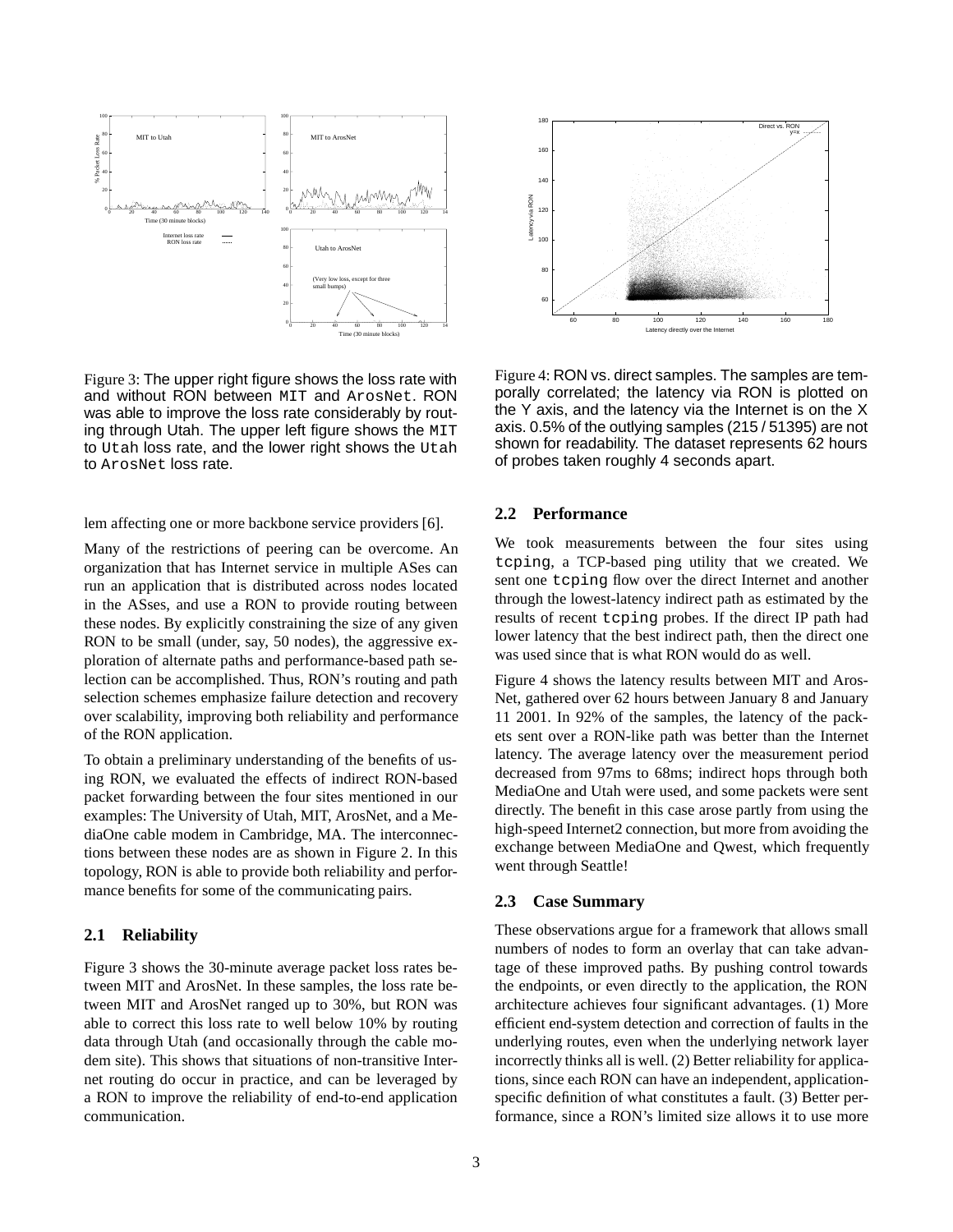Figure 3: The upper right figure shows the loss rate with and without RON between MIT and ArosNet. RON was able to improve the loss rate considerably by routing through Utah. The upper left figure shows the MIT to Utah loss rate, and the lower right shows the Utah to ArosNet loss rate.

Figure 4: RON vs. direct samples. The samples are temporally correlated; the latency via RON is plotted on the Y axis, and the latency via the Internet is on the X axis. 0.5% of the outlying samples (215 / 51395) are not shown for readability. The dataset represents 62 hours of probes taken roughly 4 seconds apart.

lem affecting one or more backbone service providers [6].

Many of the restrictions of peering can be overcome. An organization that has Internet service in multiple ASes can run an application that is distributed across nodes located in the ASses, and use a RON to provide routing between these nodes. By explicitly constraining the size of any given RON to be small (under, say, 50 nodes), the aggressive exploration of alternate paths and performance-based path selection can be accomplished. Thus, RON's routing and path selection schemes emphasize failure detection and recovery over scalability, improving both reliability and performance of the RON application.

To obtain a preliminary understanding of the benefits of using RON, we evaluated the effects of indirect RON-based packet forwarding between the four sites mentioned in our examples: The University of Utah, MIT, ArosNet, and a MediaOne cable modem in Cambridge, MA. The interconnections between these nodes are as shown in Figure 2. In this topology, RON is able to provide both reliability and performance benefits for some of the communicating pairs.

## 2.1 Reliability

Figure 3 shows the 30-minute average packet loss rates between MIT and ArosNet. In these samples, the loss rate between MIT and ArosNet ranged up to 30%, but RON was able to correct this loss rate to well below 10% by routing data through Utah (and occasionally through the cable modem site). This shows that situations of non-transitive Internet routing do occur in practice, and can be leveraged by a RON to improve the reliability of end-to-end application communication.

## 2.2 Performance

We took measurements between the four sites using `tcping`, a TCP-based ping utility that we created. We sent one `tcping` flow over the direct Internet and another through the lowest-latency indirect path as estimated by the results of recent `tcping` probes. If the direct IP path had lower latency that the best indirect path, then the direct one was used since that is what RON would do as well.

Figure 4 shows the latency results between MIT and ArosNet, gathered over 62 hours between January 8 and January 11 2001. In 92% of the samples, the latency of the packets sent over a RON-like path was better than the Internet latency. The average latency over the measurement period decreased from 97ms to 68ms; indirect hops through both MediaOne and Utah were used, and some packets were sent directly. The benefit in this case arose partly from using the high-speed Internet2 connection, but more from avoiding the exchange between MediaOne and Qwest, which frequently went through Seattle!

## 2.3 Case Summary

These observations argue for a framework that allows small numbers of nodes to form an overlay that can take advantage of these improved paths. By pushing control towards the endpoints, or even directly to the application, the RON architecture achieves four significant advantages. (1) More efficient end-system detection and correction of faults in the underlying routes, even when the underlying network layer incorrectly thinks all is well. (2) Better reliability for applications, since each RON can have an independent, application-specific definition of what constitutes a fault. (3) Better performance, since a RON's limited size allows it to use more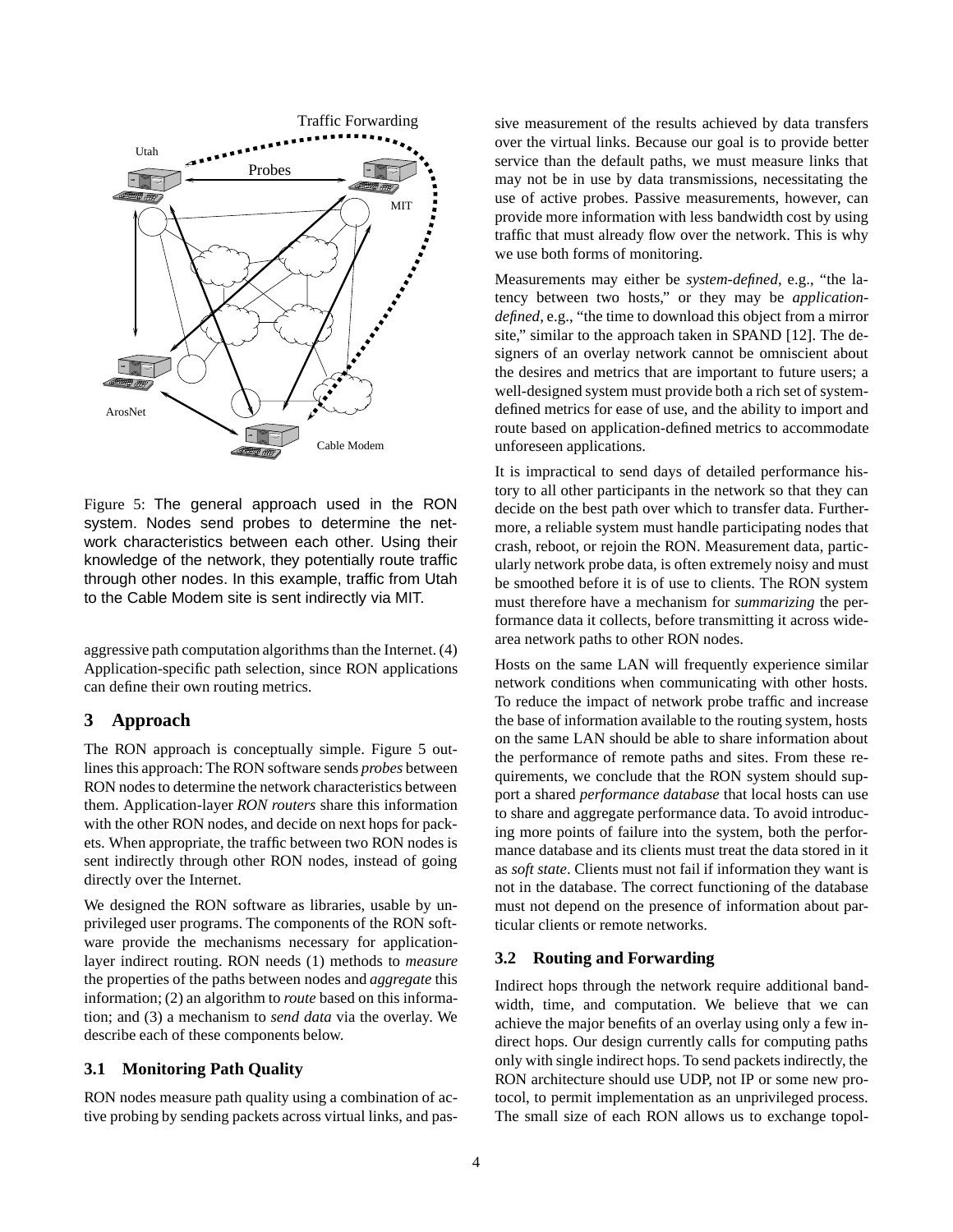Traffic Forwarding

Utah

Probes

MIT

ArosNet

Cable Modem

Figure 5: The general approach used in the RON system. Nodes send probes to determine the network characteristics between each other. Using their knowledge of the network, they potentially route traffic through other nodes. In this example, traffic from Utah to the Cable Modem site is sent indirectly via MIT.

aggressive path computation algorithms than the Internet. (4) Application-specific path selection, since RON applications can define their own routing metrics.

## 3 Approach

The RON approach is conceptually simple. Figure 5 outlines this approach: The RON software sends *probes* between RON nodes to determine the network characteristics between them. Application-layer *RON routers* share this information with the other RON nodes, and decide on next hops for packets. When appropriate, the traffic between two RON nodes is sent indirectly through other RON nodes, instead of going directly over the Internet.

We designed the RON software as libraries, usable by unprivileged user programs. The components of the RON software provide the mechanisms necessary for application-layer indirect routing. RON needs (1) methods to *measure* the properties of the paths between nodes and *aggregate* this information; (2) an algorithm to *route* based on this information; and (3) a mechanism to *send data* via the overlay. We describe each of these components below.

### 3.1 Monitoring Path Quality

RON nodes measure path quality using a combination of active probing by sending packets across virtual links, and passive measurement of the results achieved by data transfers over the virtual links. Because our goal is to provide better service than the default paths, we must measure links that may not be in use by data transmissions, necessitating the use of active probes. Passive measurements, however, can provide more information with less bandwidth cost by using traffic that must already flow over the network. This is why we use both forms of monitoring.

Measurements may either be *system-defined*, e.g., "the latency between two hosts," or they may be *application-defined*, e.g., "the time to download this object from a mirror site," similar to the approach taken in SPAND [12]. The designers of an overlay network cannot be omniscient about the desires and metrics that are important to future users; a well-designed system must provide both a rich set of system-defined metrics for ease of use, and the ability to import and route based on application-defined metrics to accommodate unforeseen applications.

It is impractical to send days of detailed performance history to all other participants in the network so that they can decide on the best path over which to transfer data. Furthermore, a reliable system must handle participating nodes that crash, reboot, or rejoin the RON. Measurement data, particularly network probe data, is often extremely noisy and must be smoothed before it is of use to clients. The RON system must therefore have a mechanism for *summarizing* the performance data it collects, before transmitting it across wide-area network paths to other RON nodes.

Hosts on the same LAN will frequently experience similar network conditions when communicating with other hosts. To reduce the impact of network probe traffic and increase the base of information available to the routing system, hosts on the same LAN should be able to share information about the performance of remote paths and sites. From these requirements, we conclude that the RON system should support a shared *performance database* that local hosts can use to share and aggregate performance data. To avoid introducing more points of failure into the system, both the performance database and its clients must treat the data stored in it as *soft state*. Clients must not fail if information they want is not in the database. The correct functioning of the database must not depend on the presence of information about particular clients or remote networks.

### 3.2 Routing and Forwarding

Indirect hops through the network require additional bandwidth, time, and computation. We believe that we can achieve the major benefits of an overlay using only a few indirect hops. Our design currently calls for computing paths only with single indirect hops. To send packets indirectly, the RON architecture should use UDP, not IP or some new protocol, to permit implementation as an unprivileged process. The small size of each RON allows us to exchange topol-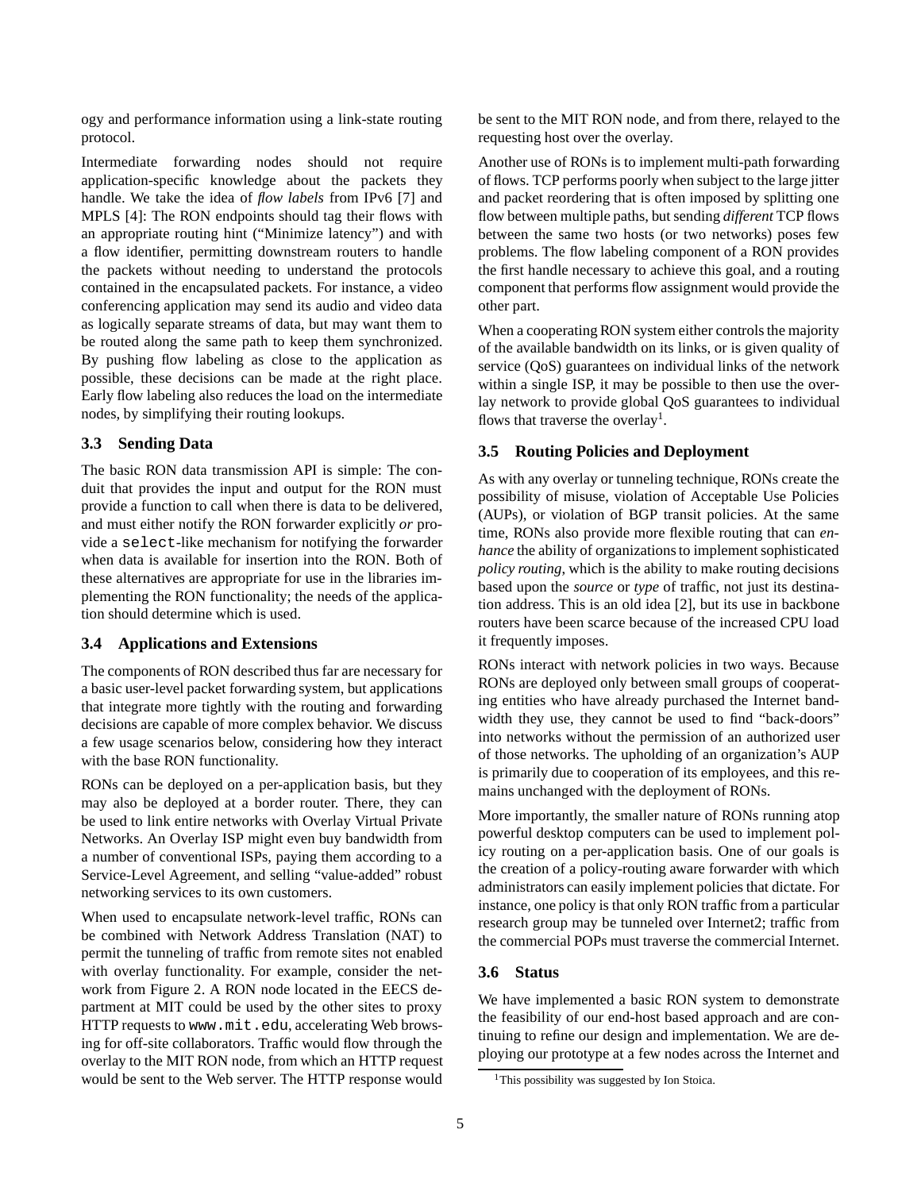ogy and performance information using a link-state routing protocol.

Intermediate forwarding nodes should not require application-specific knowledge about the packets they handle. We take the idea of *flow labels* from IPv6 [7] and MPLS [4]: The RON endpoints should tag their flows with an appropriate routing hint ("Minimize latency") and with a flow identifier, permitting downstream routers to handle the packets without needing to understand the protocols contained in the encapsulated packets. For instance, a video conferencing application may send its audio and video data as logically separate streams of data, but may want them to be routed along the same path to keep them synchronized. By pushing flow labeling as close to the application as possible, these decisions can be made at the right place. Early flow labeling also reduces the load on the intermediate nodes, by simplifying their routing lookups.

### 3.3 Sending Data

The basic RON data transmission API is simple: The conduit that provides the input and output for the RON must provide a function to call when there is data to be delivered, and must either notify the RON forwarder explicitly *or* provide a `select`-like mechanism for notifying the forwarder when data is available for insertion into the RON. Both of these alternatives are appropriate for use in the libraries implementing the RON functionality; the needs of the application should determine which is used.

### 3.4 Applications and Extensions

The components of RON described thus far are necessary for a basic user-level packet forwarding system, but applications that integrate more tightly with the routing and forwarding decisions are capable of more complex behavior. We discuss a few usage scenarios below, considering how they interact with the base RON functionality.

RONs can be deployed on a per-application basis, but they may also be deployed at a border router. There, they can be used to link entire networks with Overlay Virtual Private Networks. An Overlay ISP might even buy bandwidth from a number of conventional ISPs, paying them according to a Service-Level Agreement, and selling "value-added" robust networking services to its own customers.

When used to encapsulate network-level traffic, RONs can be combined with Network Address Translation (NAT) to permit the tunneling of traffic from remote sites not enabled with overlay functionality. For example, consider the network from Figure 2. A RON node located in the EECS department at MIT could be used by the other sites to proxy HTTP requests to `www.mit.edu`, accelerating Web browsing for off-site collaborators. Traffic would flow through the overlay to the MIT RON node, from which an HTTP request would be sent to the Web server. The HTTP response would be sent to the MIT RON node, and from there, relayed to the requesting host over the overlay.

Another use of RONs is to implement multi-path forwarding of flows. TCP performs poorly when subject to the large jitter and packet reordering that is often imposed by splitting one flow between multiple paths, but sending *different* TCP flows between the same two hosts (or two networks) poses few problems. The flow labeling component of a RON provides the first handle necessary to achieve this goal, and a routing component that performs flow assignment would provide the other part.

When a cooperating RON system either controls the majority of the available bandwidth on its links, or is given quality of service (QoS) guarantees on individual links of the network within a single ISP, it may be possible to then use the overlay network to provide global QoS guarantees to individual flows that traverse the overlay[1].

### 3.5 Routing Policies and Deployment

As with any overlay or tunneling technique, RONs create the possibility of misuse, violation of Acceptable Use Policies (AUPs), or violation of BGP transit policies. At the same time, RONs also provide more flexible routing that can *enhance* the ability of organizations to implement sophisticated *policy routing*, which is the ability to make routing decisions based upon the *source* or *type* of traffic, not just its destination address. This is an old idea [2], but its use in backbone routers have been scarce because of the increased CPU load it frequently imposes.

RONs interact with network policies in two ways. Because RONs are deployed only between small groups of cooperating entities who have already purchased the Internet bandwidth they use, they cannot be used to find "back-doors" into networks without the permission of an authorized user of those networks. The upholding of an organization's AUP is primarily due to cooperation of its employees, and this remains unchanged with the deployment of RONs.

More importantly, the smaller nature of RONs running atop powerful desktop computers can be used to implement policy routing on a per-application basis. One of our goals is the creation of a policy-routing aware forwarder with which administrators can easily implement policies that dictate. For instance, one policy is that only RON traffic from a particular research group may be tunneled over Internet2; traffic from the commercial POPs must traverse the commercial Internet.

### 3.6 Status

We have implemented a basic RON system to demonstrate the feasibility of our end-host based approach and are continuing to refine our design and implementation. We are deploying our prototype at a few nodes across the Internet and

[1] This possibility was suggested by Ion Stoica.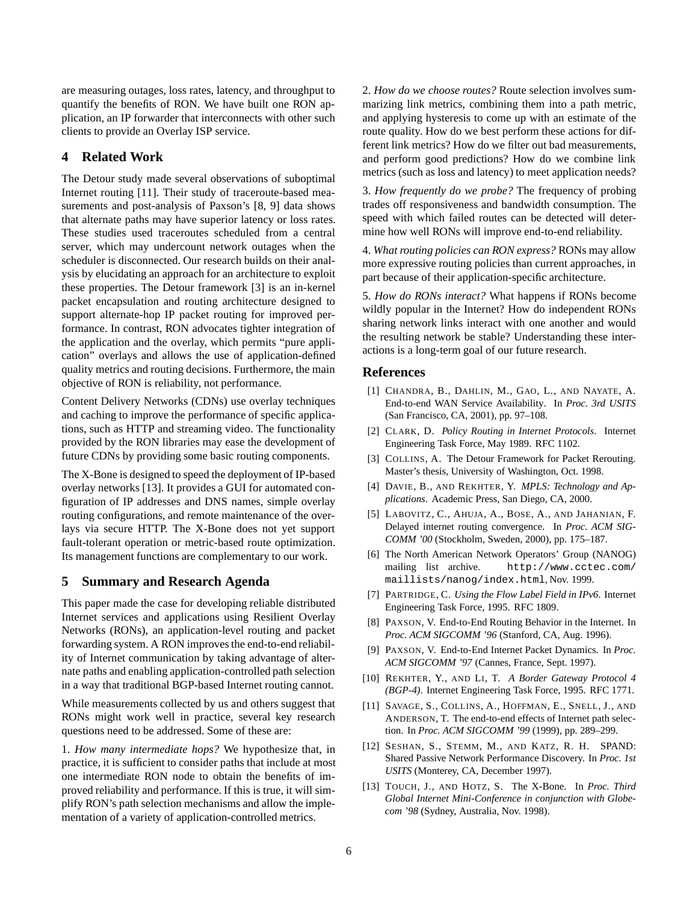are measuring outages, loss rates, latency, and throughput to quantify the benefits of RON. We have built one RON application, an IP forwarder that interconnects with other such clients to provide an Overlay ISP service.

## 4 Related Work

The Detour study made several observations of suboptimal Internet routing [11]. Their study of traceroute-based measurements and post-analysis of Paxson's [8, 9] data shows that alternate paths may have superior latency or loss rates. These studies used traceroutes scheduled from a central server, which may undercount network outages when the scheduler is disconnected. Our research builds on their analysis by elucidating an approach for an architecture to exploit these properties. The Detour framework [3] is an in-kernel packet encapsulation and routing architecture designed to support alternate-hop IP packet routing for improved performance. In contrast, RON advocates tighter integration of the application and the overlay, which permits "pure application" overlays and allows the use of application-defined quality metrics and routing decisions. Furthermore, the main objective of RON is reliability, not performance.

Content Delivery Networks (CDNs) use overlay techniques and caching to improve the performance of specific applications, such as HTTP and streaming video. The functionality provided by the RON libraries may ease the development of future CDNs by providing some basic routing components.

The X-Bone is designed to speed the deployment of IP-based overlay networks [13]. It provides a GUI for automated configuration of IP addresses and DNS names, simple overlay routing configurations, and remote maintenance of the overlays via secure HTTP. The X-Bone does not yet support fault-tolerant operation or metric-based route optimization. Its management functions are complementary to our work.

## 5 Summary and Research Agenda

This paper made the case for developing reliable distributed Internet services and applications using Resilient Overlay Networks (RONs), an application-level routing and packet forwarding system. A RON improves the end-to-end reliability of Internet communication by taking advantage of alternate paths and enabling application-controlled path selection in a way that traditional BGP-based Internet routing cannot.

While measurements collected by us and others suggest that RONs might work well in practice, several key research questions need to be addressed. Some of these are:

1. *How many intermediate hops?* We hypothesize that, in practice, it is sufficient to consider paths that include at most one intermediate RON node to obtain the benefits of improved reliability and performance. If this is true, it will simplify RON's path selection mechanisms and allow the implementation of a variety of application-controlled metrics.

2. *How do we choose routes?* Route selection involves summarizing link metrics, combining them into a path metric, and applying hysteresis to come up with an estimate of the route quality. How do we best perform these actions for different link metrics? How do we filter out bad measurements, and perform good predictions? How do we combine link metrics (such as loss and latency) to meet application needs?

3. *How frequently do we probe?* The frequency of probing trades off responsiveness and bandwidth consumption. The speed with which failed routes can be detected will determine how well RONs will improve end-to-end reliability.

4. *What routing policies can RON express?* RONs may allow more expressive routing policies than current approaches, in part because of their application-specific architecture.

5. *How do RONs interact?* What happens if RONs become wildly popular in the Internet? How do independent RONs sharing network links interact with one another and would the resulting network be stable? Understanding these interactions is a long-term goal of our future research.

## References

[1] Chandra, B., Dahlin, M., Gao, L., and Nayate, A. End-to-end WAN Service Availability. In *Proc. 3rd USITS* (San Francisco, CA, 2001), pp. 97–108.

[2] Clark, D. *Policy Routing in Internet Protocols*. Internet Engineering Task Force, May 1989. RFC 1102.

[3] Collins, A. The Detour Framework for Packet Rerouting. Master's thesis, University of Washington, Oct. 1998.

[4] Davie, B., and Rekhter, Y. *MPLS: Technology and Applications*. Academic Press, San Diego, CA, 2000.

[5] Labovitz, C., Ahuja, A., Bose, A., and Jahanian, F. Delayed internet routing convergence. In *Proc. ACM SIGCOMM '00* (Stockholm, Sweden, 2000), pp. 175–187.

[6] The North American Network Operators' Group (NANOG) mailing list archive. `http://www.cctec.com/maillists/nanog/index.html`, Nov. 1999.

[7] Partridge, C. *Using the Flow Label Field in IPv6*. Internet Engineering Task Force, 1995. RFC 1809.

[8] Paxson, V. End-to-End Routing Behavior in the Internet. In *Proc. ACM SIGCOMM '96* (Stanford, CA, Aug. 1996).

[9] Paxson, V. End-to-End Internet Packet Dynamics. In *Proc. ACM SIGCOMM '97* (Cannes, France, Sept. 1997).

[10] Rekhter, Y., and Li, T. *A Border Gateway Protocol 4 (BGP-4)*. Internet Engineering Task Force, 1995. RFC 1771.

[11] Savage, S., Collins, A., Hoffman, E., Snell, J., and Anderson, T. The end-to-end effects of Internet path selection. In *Proc. ACM SIGCOMM '99* (1999), pp. 289–299.

[12] Seshan, S., Stemm, M., and Katz, R. H. SPAND: Shared Passive Network Performance Discovery. In *Proc. 1st USITS* (Monterey, CA, December 1997).

[13] Touch, J., and Hotz, S. The X-Bone. In *Proc. Third Global Internet Mini-Conference in conjunction with Globecom '98* (Sydney, Australia, Nov. 1998).